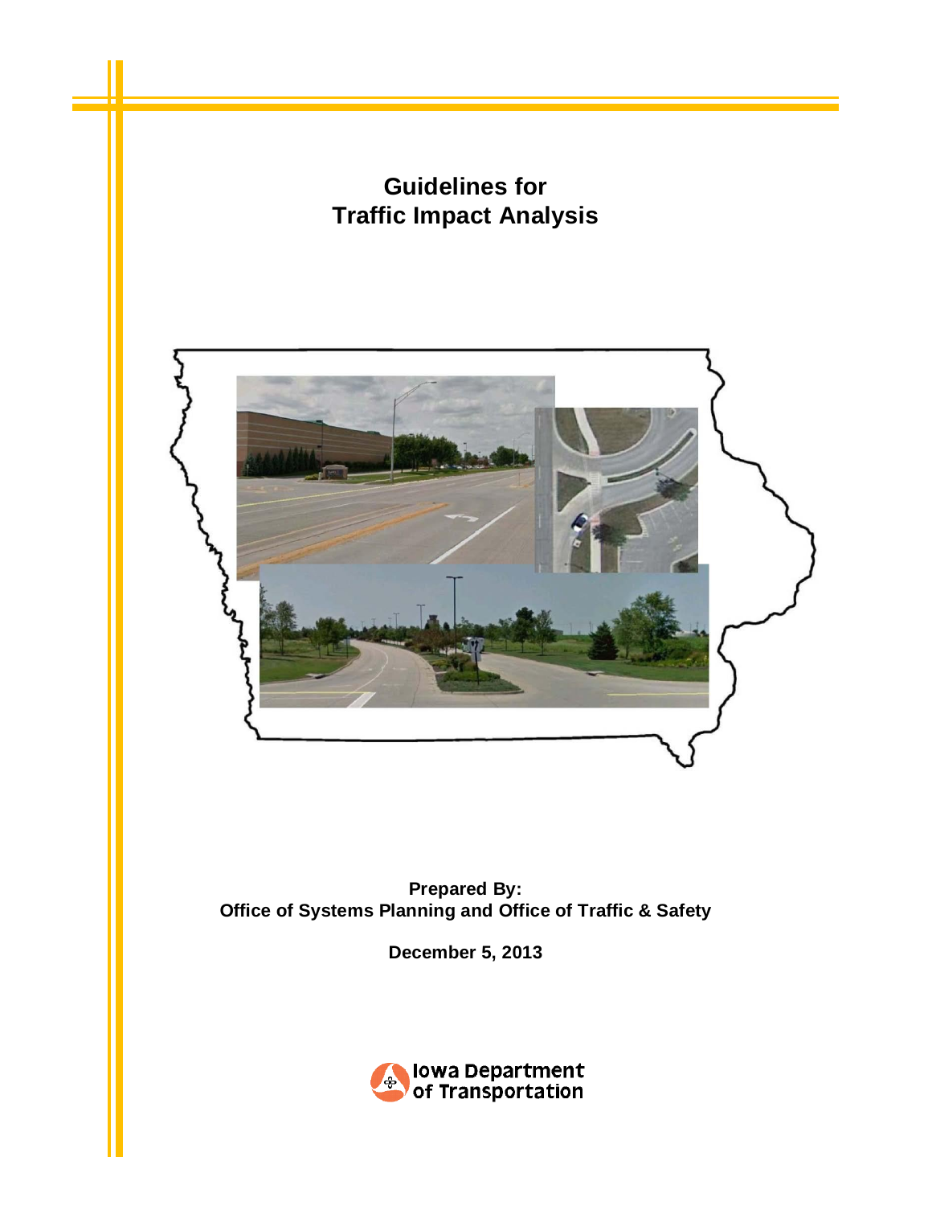# Guidelines for Traffic Impact Analysis

**Prepared By:**
**Office of Systems Planning and Office of Traffic & Safety**

**December 5, 2013**

Iowa Department of Transportation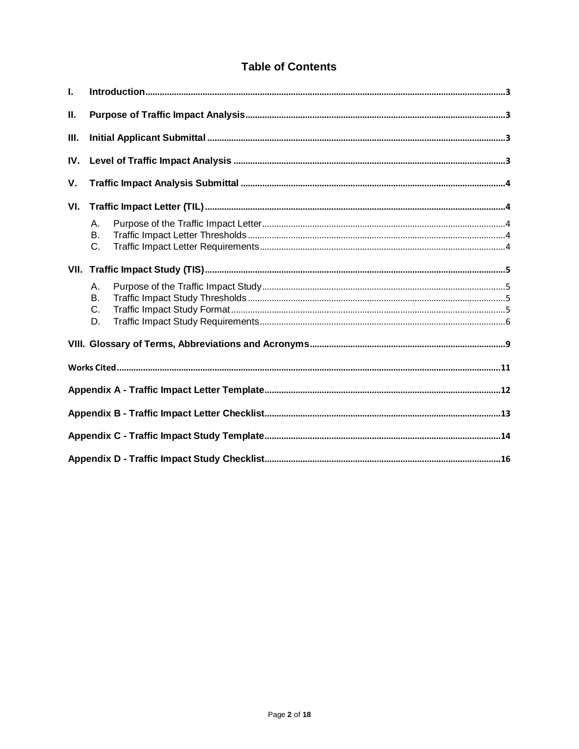# Table of Contents

**I. Introduction** ........ **3**

**II. Purpose of Traffic Impact Analysis** ........ **3**

**III. Initial Applicant Submittal** ........ **3**

**IV. Level of Traffic Impact Analysis** ........ **3**

**V. Traffic Impact Analysis Submittal** ........ **4**

**VI. Traffic Impact Letter (TIL)** ........ **4**

- A. Purpose of the Traffic Impact Letter ........ 4
- B. Traffic Impact Letter Thresholds ........ 4
- C. Traffic Impact Letter Requirements ........ 4

**VII. Traffic Impact Study (TIS)** ........ **5**

- A. Purpose of the Traffic Impact Study ........ 5
- B. Traffic Impact Study Thresholds ........ 5
- C. Traffic Impact Study Format ........ 5
- D. Traffic Impact Study Requirements ........ 6

**VIII. Glossary of Terms, Abbreviations and Acronyms** ........ **9**

**Works Cited** ........ **11**

**Appendix A - Traffic Impact Letter Template** ........ **12**

**Appendix B - Traffic Impact Letter Checklist** ........ **13**

**Appendix C - Traffic Impact Study Template** ........ **14**

**Appendix D - Traffic Impact Study Checklist** ........ **16**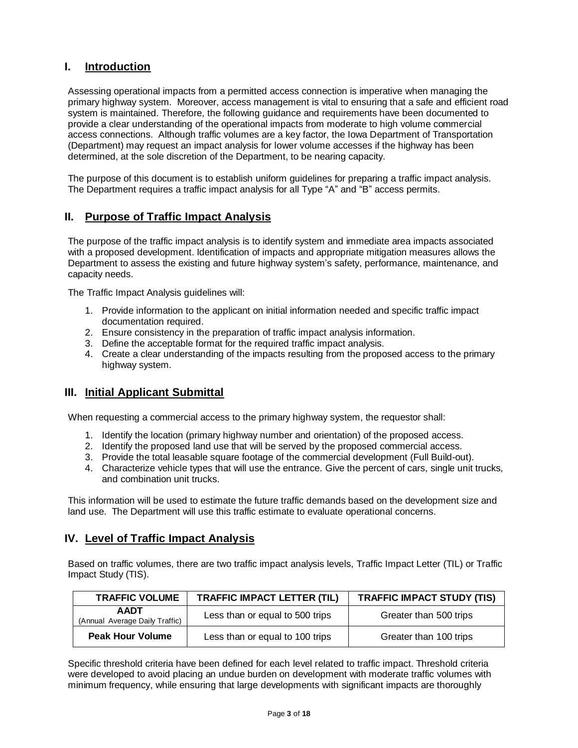## I. Introduction

Assessing operational impacts from a permitted access connection is imperative when managing the primary highway system. Moreover, access management is vital to ensuring that a safe and efficient road system is maintained. Therefore, the following guidance and requirements have been documented to provide a clear understanding of the operational impacts from moderate to high volume commercial access connections. Although traffic volumes are a key factor, the Iowa Department of Transportation (Department) may request an impact analysis for lower volume accesses if the highway has been determined, at the sole discretion of the Department, to be nearing capacity.

The purpose of this document is to establish uniform guidelines for preparing a traffic impact analysis. The Department requires a traffic impact analysis for all Type "A" and "B" access permits.

## II. Purpose of Traffic Impact Analysis

The purpose of the traffic impact analysis is to identify system and immediate area impacts associated with a proposed development. Identification of impacts and appropriate mitigation measures allows the Department to assess the existing and future highway system's safety, performance, maintenance, and capacity needs.

The Traffic Impact Analysis guidelines will:

1. Provide information to the applicant on initial information needed and specific traffic impact documentation required.
2. Ensure consistency in the preparation of traffic impact analysis information.
3. Define the acceptable format for the required traffic impact analysis.
4. Create a clear understanding of the impacts resulting from the proposed access to the primary highway system.

## III. Initial Applicant Submittal

When requesting a commercial access to the primary highway system, the requestor shall:

1. Identify the location (primary highway number and orientation) of the proposed access.
2. Identify the proposed land use that will be served by the proposed commercial access.
3. Provide the total leasable square footage of the commercial development (Full Build-out).
4. Characterize vehicle types that will use the entrance. Give the percent of cars, single unit trucks, and combination unit trucks.

This information will be used to estimate the future traffic demands based on the development size and land use. The Department will use this traffic estimate to evaluate operational concerns.

## IV. Level of Traffic Impact Analysis

Based on traffic volumes, there are two traffic impact analysis levels, Traffic Impact Letter (TIL) or Traffic Impact Study (TIS).

| TRAFFIC VOLUME | TRAFFIC IMPACT LETTER (TIL) | TRAFFIC IMPACT STUDY (TIS) |
|---|---|---|
| **AADT** (Annual Average Daily Traffic) | Less than or equal to 500 trips | Greater than 500 trips |
| **Peak Hour Volume** | Less than or equal to 100 trips | Greater than 100 trips |

Specific threshold criteria have been defined for each level related to traffic impact. Threshold criteria were developed to avoid placing an undue burden on development with moderate traffic volumes with minimum frequency, while ensuring that large developments with significant impacts are thoroughly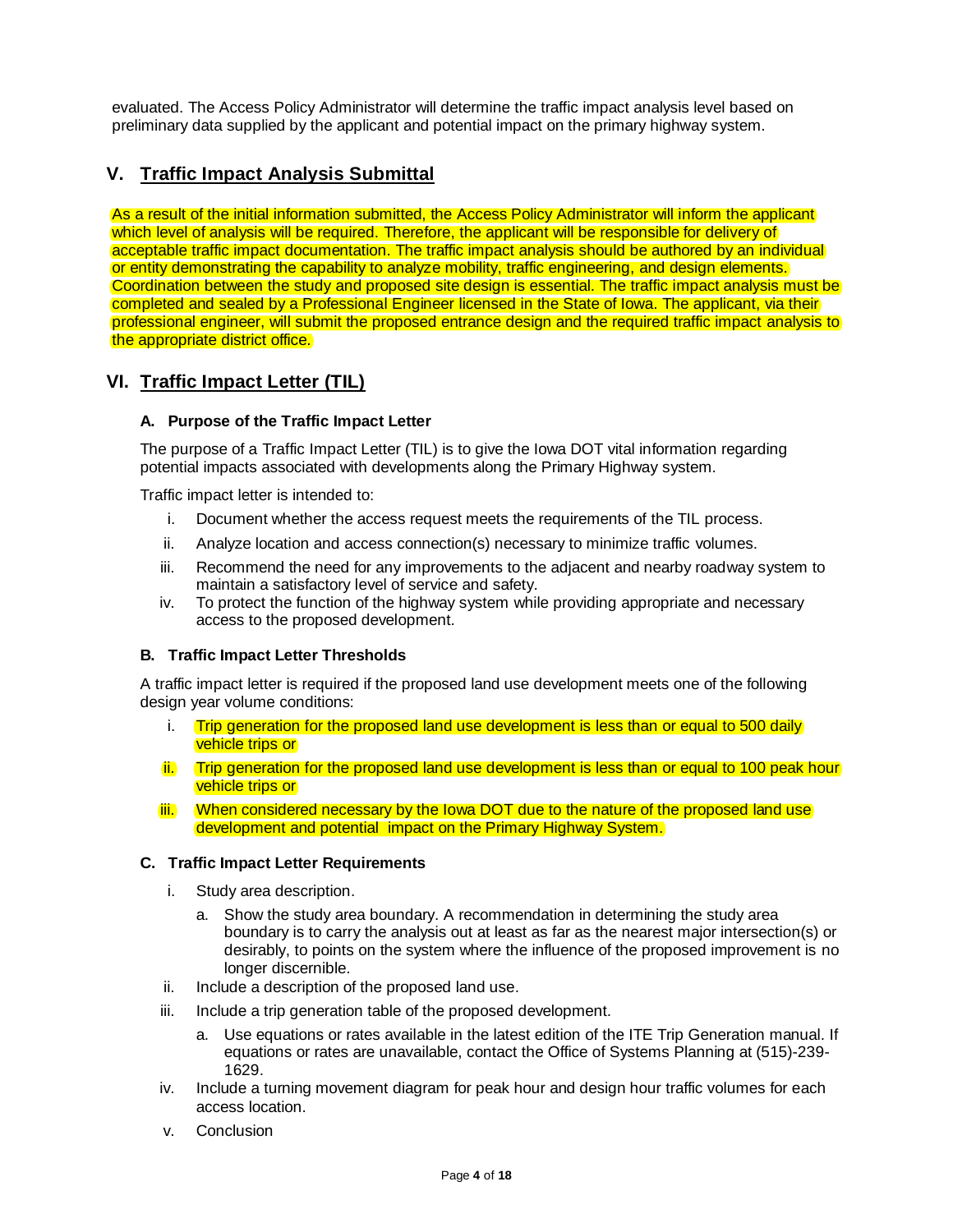evaluated. The Access Policy Administrator will determine the traffic impact analysis level based on preliminary data supplied by the applicant and potential impact on the primary highway system.

## V. Traffic Impact Analysis Submittal

As a result of the initial information submitted, the Access Policy Administrator will inform the applicant which level of analysis will be required. Therefore, the applicant will be responsible for delivery of acceptable traffic impact documentation. The traffic impact analysis should be authored by an individual or entity demonstrating the capability to analyze mobility, traffic engineering, and design elements. Coordination between the study and proposed site design is essential. The traffic impact analysis must be completed and sealed by a Professional Engineer licensed in the State of Iowa. The applicant, via their professional engineer, will submit the proposed entrance design and the required traffic impact analysis to the appropriate district office.

## VI. Traffic Impact Letter (TIL)

### A. Purpose of the Traffic Impact Letter

The purpose of a Traffic Impact Letter (TIL) is to give the Iowa DOT vital information regarding potential impacts associated with developments along the Primary Highway system.

Traffic impact letter is intended to:

i. Document whether the access request meets the requirements of the TIL process.
ii. Analyze location and access connection(s) necessary to minimize traffic volumes.
iii. Recommend the need for any improvements to the adjacent and nearby roadway system to maintain a satisfactory level of service and safety.
iv. To protect the function of the highway system while providing appropriate and necessary access to the proposed development.

### B. Traffic Impact Letter Thresholds

A traffic impact letter is required if the proposed land use development meets one of the following design year volume conditions:

i. Trip generation for the proposed land use development is less than or equal to 500 daily vehicle trips or
ii. Trip generation for the proposed land use development is less than or equal to 100 peak hour vehicle trips or
iii. When considered necessary by the Iowa DOT due to the nature of the proposed land use development and potential impact on the Primary Highway System.

### C. Traffic Impact Letter Requirements

i. Study area description.
   a. Show the study area boundary. A recommendation in determining the study area boundary is to carry the analysis out at least as far as the nearest major intersection(s) or desirably, to points on the system where the influence of the proposed improvement is no longer discernible.
ii. Include a description of the proposed land use.
iii. Include a trip generation table of the proposed development.
   a. Use equations or rates available in the latest edition of the ITE Trip Generation manual. If equations or rates are unavailable, contact the Office of Systems Planning at (515)-239-1629.
iv. Include a turning movement diagram for peak hour and design hour traffic volumes for each access location.
v. Conclusion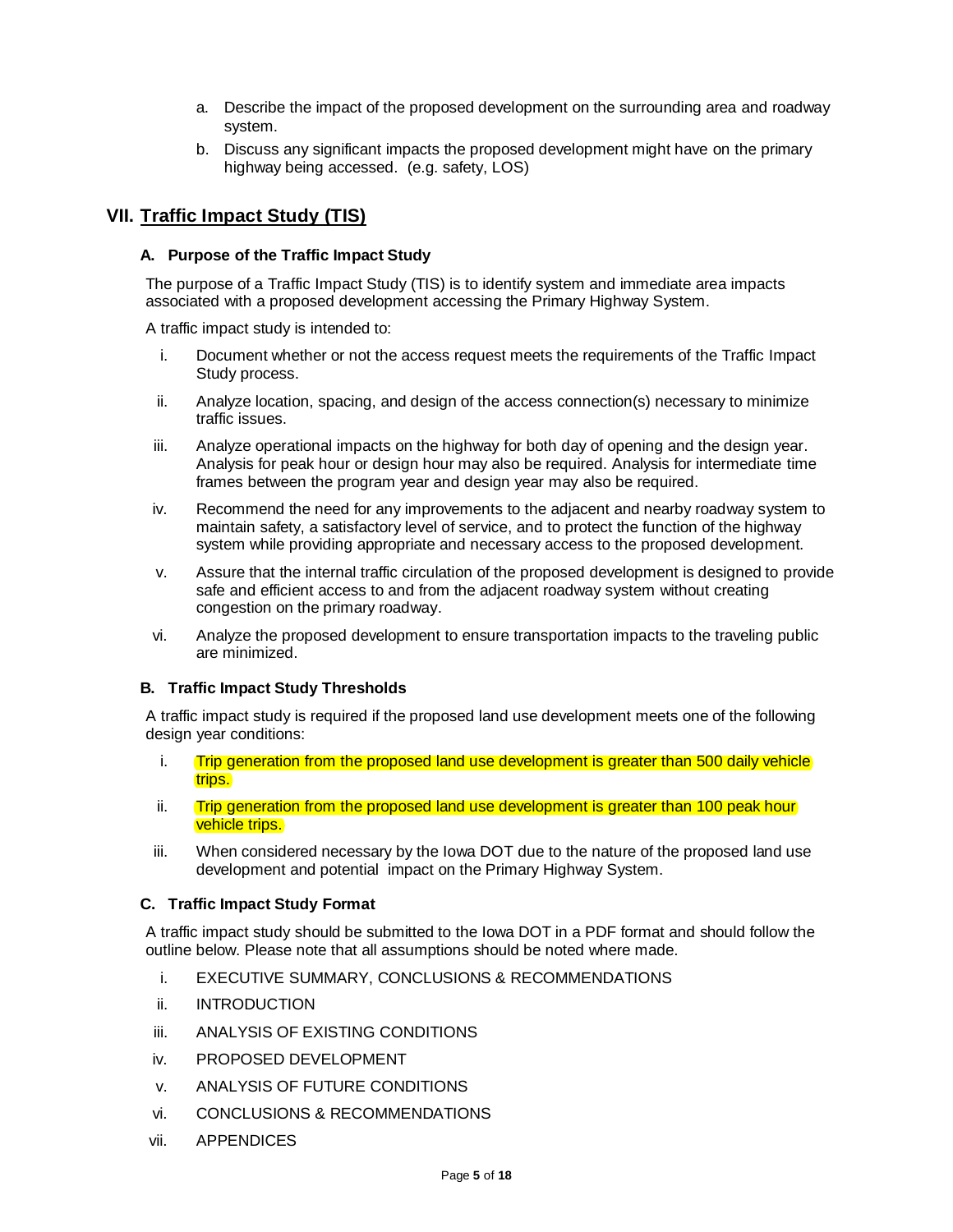a. Describe the impact of the proposed development on the surrounding area and roadway system.

b. Discuss any significant impacts the proposed development might have on the primary highway being accessed. (e.g. safety, LOS)

## VII. Traffic Impact Study (TIS)

### A. Purpose of the Traffic Impact Study

The purpose of a Traffic Impact Study (TIS) is to identify system and immediate area impacts associated with a proposed development accessing the Primary Highway System.

A traffic impact study is intended to:

i. Document whether or not the access request meets the requirements of the Traffic Impact Study process.

ii. Analyze location, spacing, and design of the access connection(s) necessary to minimize traffic issues.

iii. Analyze operational impacts on the highway for both day of opening and the design year. Analysis for peak hour or design hour may also be required. Analysis for intermediate time frames between the program year and design year may also be required.

iv. Recommend the need for any improvements to the adjacent and nearby roadway system to maintain safety, a satisfactory level of service, and to protect the function of the highway system while providing appropriate and necessary access to the proposed development.

v. Assure that the internal traffic circulation of the proposed development is designed to provide safe and efficient access to and from the adjacent roadway system without creating congestion on the primary roadway.

vi. Analyze the proposed development to ensure transportation impacts to the traveling public are minimized.

### B. Traffic Impact Study Thresholds

A traffic impact study is required if the proposed land use development meets one of the following design year conditions:

i. Trip generation from the proposed land use development is greater than 500 daily vehicle trips.

ii. Trip generation from the proposed land use development is greater than 100 peak hour vehicle trips.

iii. When considered necessary by the Iowa DOT due to the nature of the proposed land use development and potential impact on the Primary Highway System.

### C. Traffic Impact Study Format

A traffic impact study should be submitted to the Iowa DOT in a PDF format and should follow the outline below. Please note that all assumptions should be noted where made.

i. EXECUTIVE SUMMARY, CONCLUSIONS & RECOMMENDATIONS

ii. INTRODUCTION

iii. ANALYSIS OF EXISTING CONDITIONS

iv. PROPOSED DEVELOPMENT

v. ANALYSIS OF FUTURE CONDITIONS

vi. CONCLUSIONS & RECOMMENDATIONS

vii. APPENDICES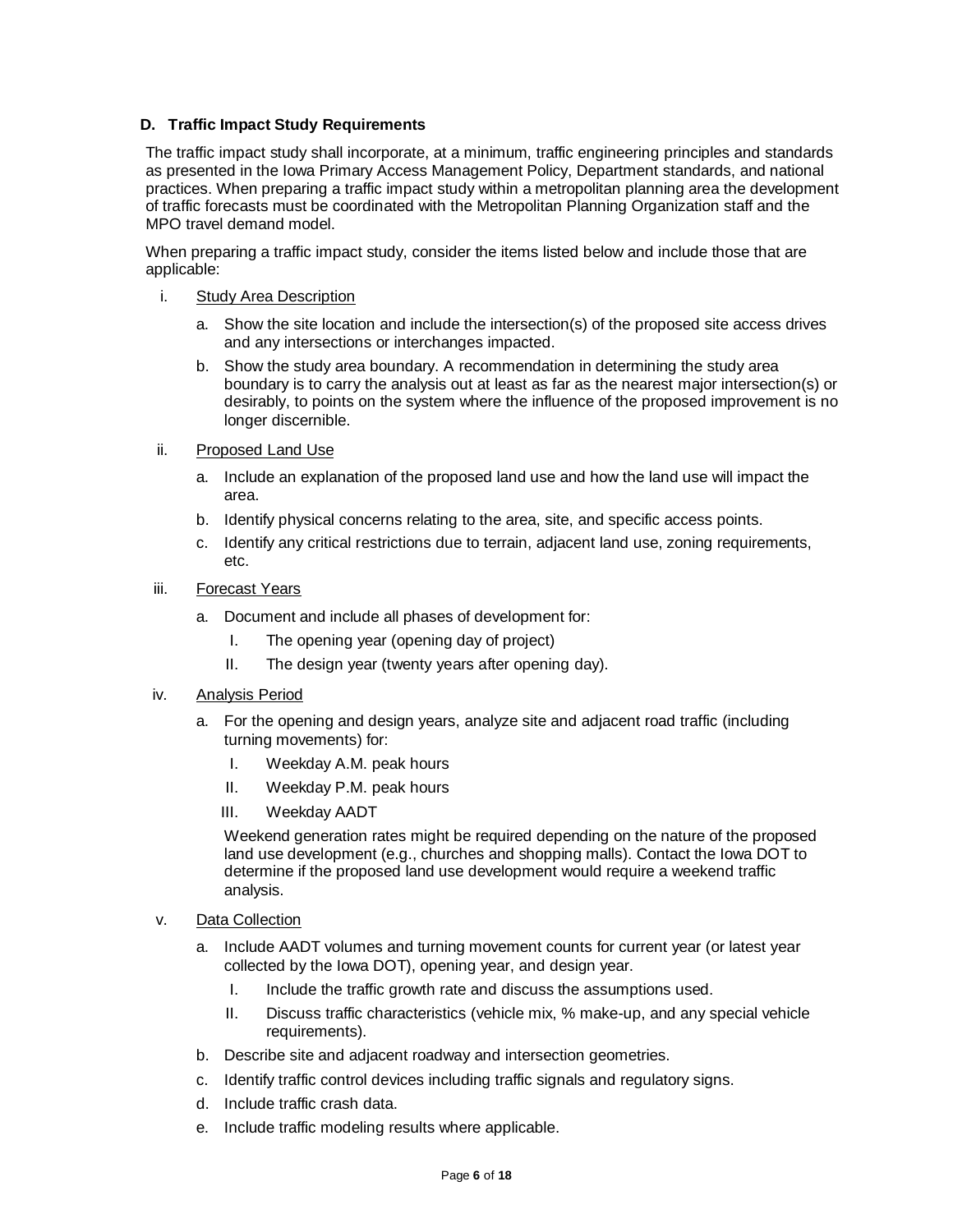### D. Traffic Impact Study Requirements

The traffic impact study shall incorporate, at a minimum, traffic engineering principles and standards as presented in the Iowa Primary Access Management Policy, Department standards, and national practices. When preparing a traffic impact study within a metropolitan planning area the development of traffic forecasts must be coordinated with the Metropolitan Planning Organization staff and the MPO travel demand model.

When preparing a traffic impact study, consider the items listed below and include those that are applicable:

i. <u>Study Area Description</u>

   a. Show the site location and include the intersection(s) of the proposed site access drives and any intersections or interchanges impacted.

   b. Show the study area boundary. A recommendation in determining the study area boundary is to carry the analysis out at least as far as the nearest major intersection(s) or desirably, to points on the system where the influence of the proposed improvement is no longer discernible.

ii. <u>Proposed Land Use</u>

   a. Include an explanation of the proposed land use and how the land use will impact the area.

   b. Identify physical concerns relating to the area, site, and specific access points.

   c. Identify any critical restrictions due to terrain, adjacent land use, zoning requirements, etc.

iii. <u>Forecast Years</u>

   a. Document and include all phases of development for:

      I. The opening year (opening day of project)

      II. The design year (twenty years after opening day).

iv. <u>Analysis Period</u>

   a. For the opening and design years, analyze site and adjacent road traffic (including turning movements) for:

      I. Weekday A.M. peak hours

      II. Weekday P.M. peak hours

      III. Weekday AADT

   Weekend generation rates might be required depending on the nature of the proposed land use development (e.g., churches and shopping malls). Contact the Iowa DOT to determine if the proposed land use development would require a weekend traffic analysis.

v. <u>Data Collection</u>

   a. Include AADT volumes and turning movement counts for current year (or latest year collected by the Iowa DOT), opening year, and design year.

      I. Include the traffic growth rate and discuss the assumptions used.

      II. Discuss traffic characteristics (vehicle mix, % make-up, and any special vehicle requirements).

   b. Describe site and adjacent roadway and intersection geometries.

   c. Identify traffic control devices including traffic signals and regulatory signs.

   d. Include traffic crash data.

   e. Include traffic modeling results where applicable.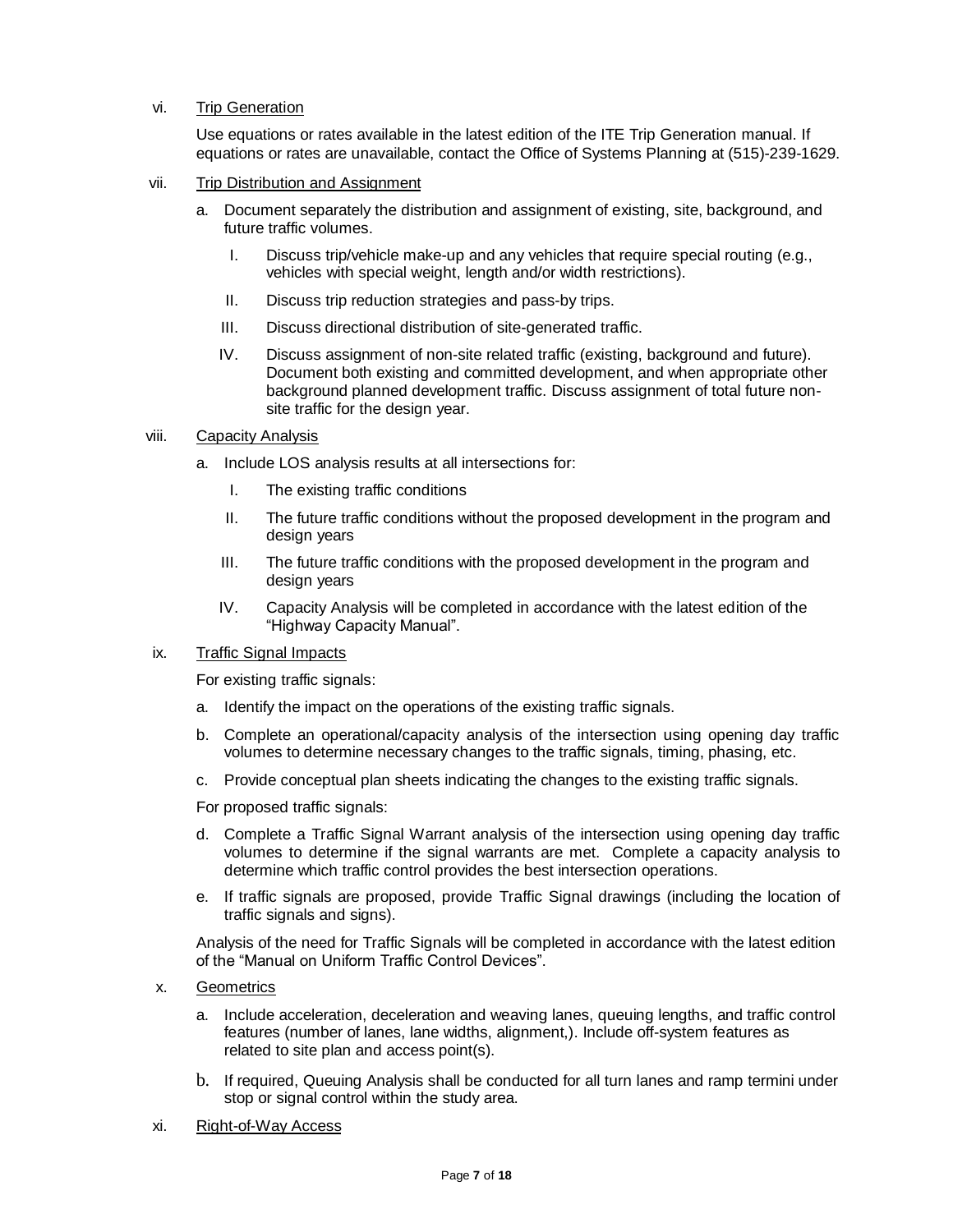vi. Trip Generation

Use equations or rates available in the latest edition of the ITE Trip Generation manual. If equations or rates are unavailable, contact the Office of Systems Planning at (515)-239-1629.

vii. Trip Distribution and Assignment

a. Document separately the distribution and assignment of existing, site, background, and future traffic volumes.

   I. Discuss trip/vehicle make-up and any vehicles that require special routing (e.g., vehicles with special weight, length and/or width restrictions).

   II. Discuss trip reduction strategies and pass-by trips.

   III. Discuss directional distribution of site-generated traffic.

   IV. Discuss assignment of non-site related traffic (existing, background and future). Document both existing and committed development, and when appropriate other background planned development traffic. Discuss assignment of total future non-site traffic for the design year.

viii. Capacity Analysis

a. Include LOS analysis results at all intersections for:

   I. The existing traffic conditions

   II. The future traffic conditions without the proposed development in the program and design years

   III. The future traffic conditions with the proposed development in the program and design years

   IV. Capacity Analysis will be completed in accordance with the latest edition of the "Highway Capacity Manual".

ix. Traffic Signal Impacts

For existing traffic signals:

a. Identify the impact on the operations of the existing traffic signals.

b. Complete an operational/capacity analysis of the intersection using opening day traffic volumes to determine necessary changes to the traffic signals, timing, phasing, etc.

c. Provide conceptual plan sheets indicating the changes to the existing traffic signals.

For proposed traffic signals:

d. Complete a Traffic Signal Warrant analysis of the intersection using opening day traffic volumes to determine if the signal warrants are met. Complete a capacity analysis to determine which traffic control provides the best intersection operations.

e. If traffic signals are proposed, provide Traffic Signal drawings (including the location of traffic signals and signs).

Analysis of the need for Traffic Signals will be completed in accordance with the latest edition of the "Manual on Uniform Traffic Control Devices".

x. Geometrics

a. Include acceleration, deceleration and weaving lanes, queuing lengths, and traffic control features (number of lanes, lane widths, alignment,). Include off-system features as related to site plan and access point(s).

b. If required, Queuing Analysis shall be conducted for all turn lanes and ramp termini under stop or signal control within the study area.

xi. Right-of-Way Access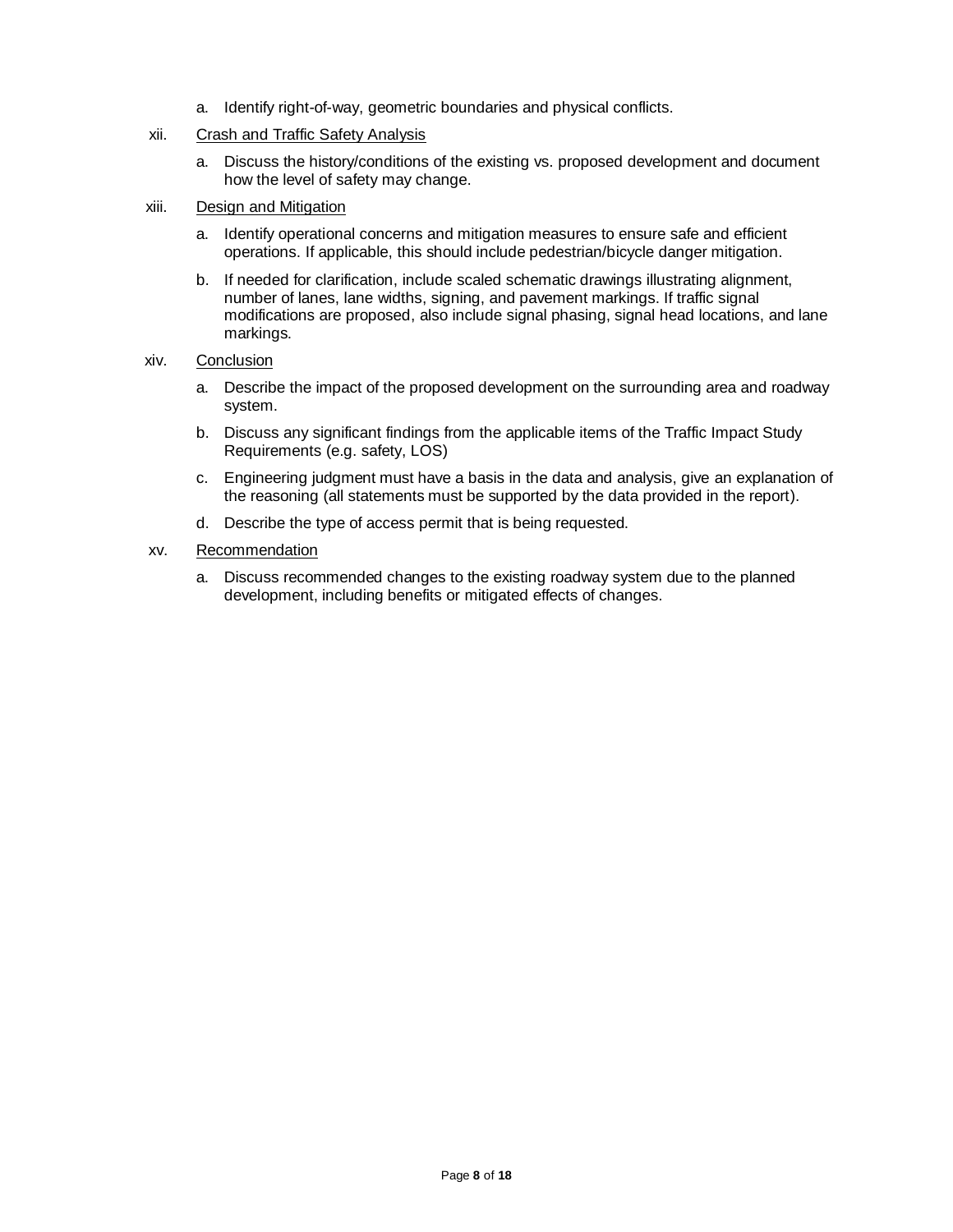a. Identify right-of-way, geometric boundaries and physical conflicts.

xii. <u>Crash and Traffic Safety Analysis</u>

a. Discuss the history/conditions of the existing vs. proposed development and document how the level of safety may change.

xiii. <u>Design and Mitigation</u>

a. Identify operational concerns and mitigation measures to ensure safe and efficient operations. If applicable, this should include pedestrian/bicycle danger mitigation.

b. If needed for clarification, include scaled schematic drawings illustrating alignment, number of lanes, lane widths, signing, and pavement markings. If traffic signal modifications are proposed, also include signal phasing, signal head locations, and lane markings.

xiv. <u>Conclusion</u>

a. Describe the impact of the proposed development on the surrounding area and roadway system.

b. Discuss any significant findings from the applicable items of the Traffic Impact Study Requirements (e.g. safety, LOS)

c. Engineering judgment must have a basis in the data and analysis, give an explanation of the reasoning (all statements must be supported by the data provided in the report).

d. Describe the type of access permit that is being requested.

xv. <u>Recommendation</u>

a. Discuss recommended changes to the existing roadway system due to the planned development, including benefits or mitigated effects of changes.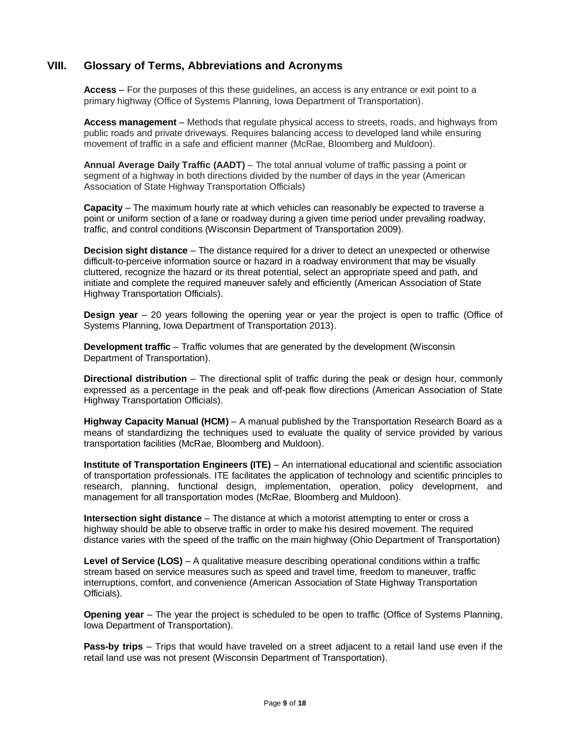## VIII. Glossary of Terms, Abbreviations and Acronyms

**Access** – For the purposes of this these guidelines, an access is any entrance or exit point to a primary highway (Office of Systems Planning, Iowa Department of Transportation).

**Access management** – Methods that regulate physical access to streets, roads, and highways from public roads and private driveways. Requires balancing access to developed land while ensuring movement of traffic in a safe and efficient manner (McRae, Bloomberg and Muldoon).

**Annual Average Daily Traffic (AADT)** – The total annual volume of traffic passing a point or segment of a highway in both directions divided by the number of days in the year (American Association of State Highway Transportation Officials)

**Capacity** – The maximum hourly rate at which vehicles can reasonably be expected to traverse a point or uniform section of a lane or roadway during a given time period under prevailing roadway, traffic, and control conditions (Wisconsin Department of Transportation 2009).

**Decision sight distance** – The distance required for a driver to detect an unexpected or otherwise difficult-to-perceive information source or hazard in a roadway environment that may be visually cluttered, recognize the hazard or its threat potential, select an appropriate speed and path, and initiate and complete the required maneuver safely and efficiently (American Association of State Highway Transportation Officials).

**Design year** – 20 years following the opening year or year the project is open to traffic (Office of Systems Planning, Iowa Department of Transportation 2013).

**Development traffic** – Traffic volumes that are generated by the development (Wisconsin Department of Transportation).

**Directional distribution** – The directional split of traffic during the peak or design hour, commonly expressed as a percentage in the peak and off-peak flow directions (American Association of State Highway Transportation Officials).

**Highway Capacity Manual (HCM)** – A manual published by the Transportation Research Board as a means of standardizing the techniques used to evaluate the quality of service provided by various transportation facilities (McRae, Bloomberg and Muldoon).

**Institute of Transportation Engineers (ITE)** – An international educational and scientific association of transportation professionals. ITE facilitates the application of technology and scientific principles to research, planning, functional design, implementation, operation, policy development, and management for all transportation modes (McRae, Bloomberg and Muldoon).

**Intersection sight distance** – The distance at which a motorist attempting to enter or cross a highway should be able to observe traffic in order to make his desired movement. The required distance varies with the speed of the traffic on the main highway (Ohio Department of Transportation)

**Level of Service (LOS)** – A qualitative measure describing operational conditions within a traffic stream based on service measures such as speed and travel time, freedom to maneuver, traffic interruptions, comfort, and convenience (American Association of State Highway Transportation Officials).

**Opening year** – The year the project is scheduled to be open to traffic (Office of Systems Planning, Iowa Department of Transportation).

**Pass-by trips** – Trips that would have traveled on a street adjacent to a retail land use even if the retail land use was not present (Wisconsin Department of Transportation).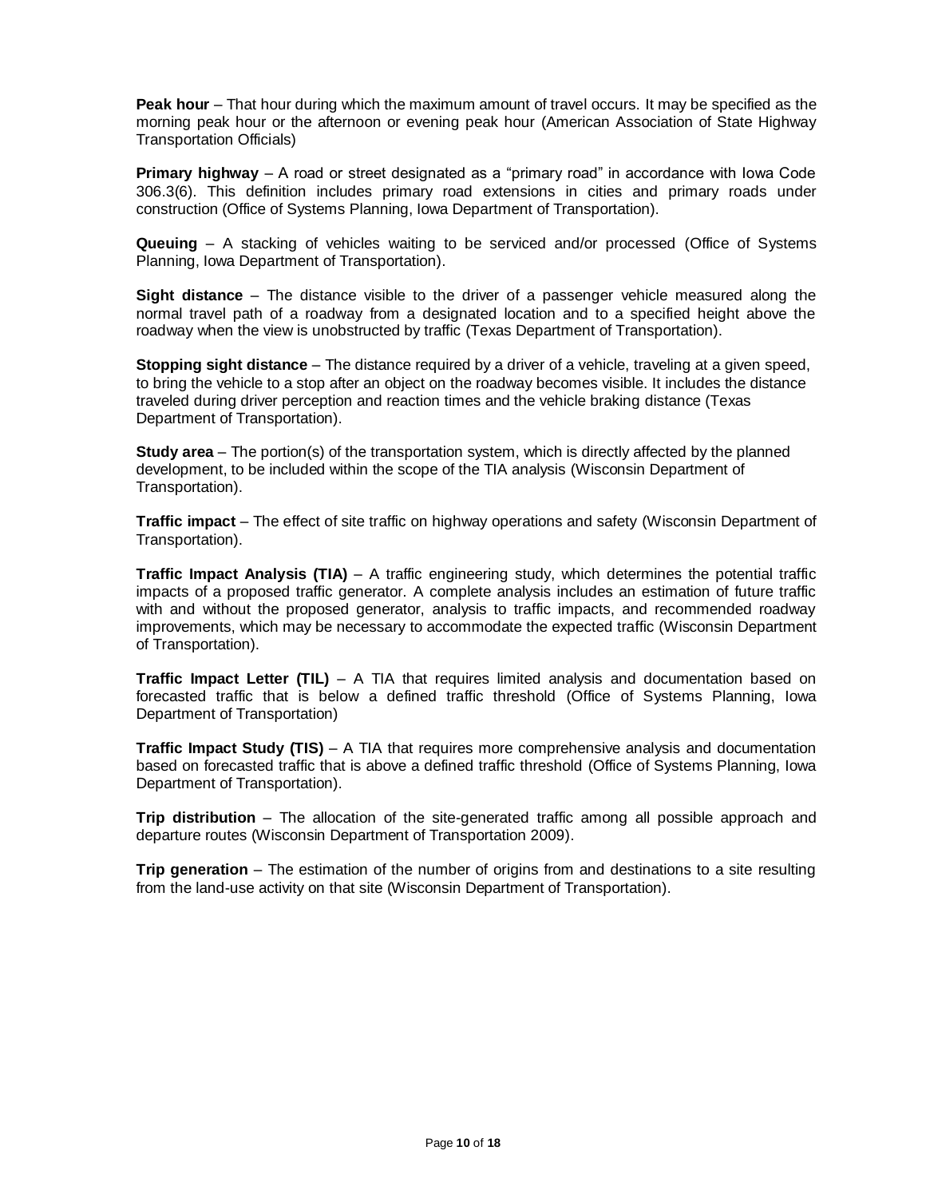**Peak hour** – That hour during which the maximum amount of travel occurs. It may be specified as the morning peak hour or the afternoon or evening peak hour (American Association of State Highway Transportation Officials)

**Primary highway** – A road or street designated as a "primary road" in accordance with Iowa Code 306.3(6). This definition includes primary road extensions in cities and primary roads under construction (Office of Systems Planning, Iowa Department of Transportation).

**Queuing** – A stacking of vehicles waiting to be serviced and/or processed (Office of Systems Planning, Iowa Department of Transportation).

**Sight distance** – The distance visible to the driver of a passenger vehicle measured along the normal travel path of a roadway from a designated location and to a specified height above the roadway when the view is unobstructed by traffic (Texas Department of Transportation).

**Stopping sight distance** – The distance required by a driver of a vehicle, traveling at a given speed, to bring the vehicle to a stop after an object on the roadway becomes visible. It includes the distance traveled during driver perception and reaction times and the vehicle braking distance (Texas Department of Transportation).

**Study area** – The portion(s) of the transportation system, which is directly affected by the planned development, to be included within the scope of the TIA analysis (Wisconsin Department of Transportation).

**Traffic impact** – The effect of site traffic on highway operations and safety (Wisconsin Department of Transportation).

**Traffic Impact Analysis (TIA)** – A traffic engineering study, which determines the potential traffic impacts of a proposed traffic generator. A complete analysis includes an estimation of future traffic with and without the proposed generator, analysis to traffic impacts, and recommended roadway improvements, which may be necessary to accommodate the expected traffic (Wisconsin Department of Transportation).

**Traffic Impact Letter (TIL)** – A TIA that requires limited analysis and documentation based on forecasted traffic that is below a defined traffic threshold (Office of Systems Planning, Iowa Department of Transportation)

**Traffic Impact Study (TIS)** – A TIA that requires more comprehensive analysis and documentation based on forecasted traffic that is above a defined traffic threshold (Office of Systems Planning, Iowa Department of Transportation).

**Trip distribution** – The allocation of the site-generated traffic among all possible approach and departure routes (Wisconsin Department of Transportation 2009).

**Trip generation** – The estimation of the number of origins from and destinations to a site resulting from the land-use activity on that site (Wisconsin Department of Transportation).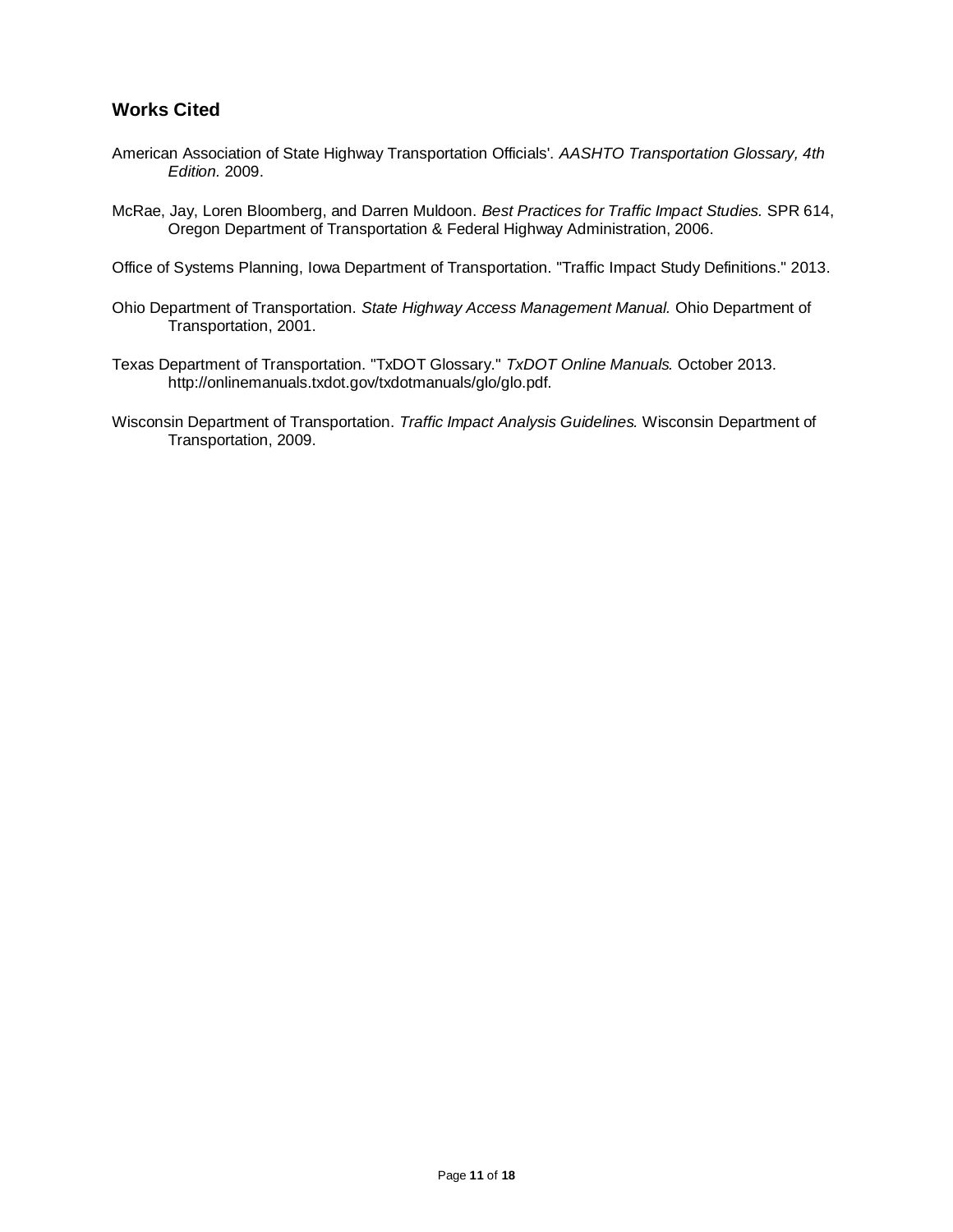## Works Cited

American Association of State Highway Transportation Officials'. *AASHTO Transportation Glossary, 4th Edition.* 2009.

McRae, Jay, Loren Bloomberg, and Darren Muldoon. *Best Practices for Traffic Impact Studies.* SPR 614, Oregon Department of Transportation & Federal Highway Administration, 2006.

Office of Systems Planning, Iowa Department of Transportation. "Traffic Impact Study Definitions." 2013.

Ohio Department of Transportation. *State Highway Access Management Manual.* Ohio Department of Transportation, 2001.

Texas Department of Transportation. "TxDOT Glossary." *TxDOT Online Manuals.* October 2013. http://onlinemanuals.txdot.gov/txdotmanuals/glo/glo.pdf.

Wisconsin Department of Transportation. *Traffic Impact Analysis Guidelines.* Wisconsin Department of Transportation, 2009.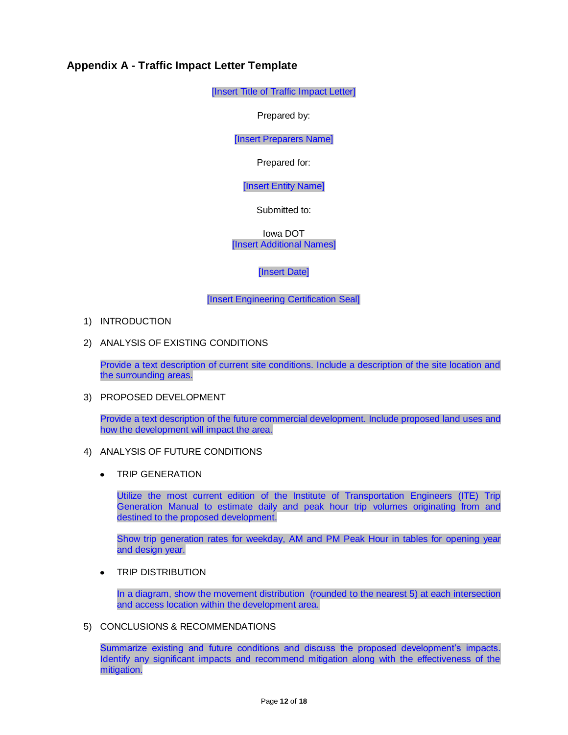## Appendix A - Traffic Impact Letter Template

[Insert Title of Traffic Impact Letter]

Prepared by:

[Insert Preparers Name]

Prepared for:

[Insert Entity Name]

Submitted to:

Iowa DOT
[Insert Additional Names]

[Insert Date]

[Insert Engineering Certification Seal]

1) INTRODUCTION

2) ANALYSIS OF EXISTING CONDITIONS

   Provide a text description of current site conditions. Include a description of the site location and the surrounding areas.

3) PROPOSED DEVELOPMENT

   Provide a text description of the future commercial development. Include proposed land uses and how the development will impact the area.

4) ANALYSIS OF FUTURE CONDITIONS

   - TRIP GENERATION

     Utilize the most current edition of the Institute of Transportation Engineers (ITE) Trip Generation Manual to estimate daily and peak hour trip volumes originating from and destined to the proposed development.

     Show trip generation rates for weekday, AM and PM Peak Hour in tables for opening year and design year.

   - TRIP DISTRIBUTION

     In a diagram, show the movement distribution (rounded to the nearest 5) at each intersection and access location within the development area.

5) CONCLUSIONS & RECOMMENDATIONS

   Summarize existing and future conditions and discuss the proposed development's impacts. Identify any significant impacts and recommend mitigation along with the effectiveness of the mitigation.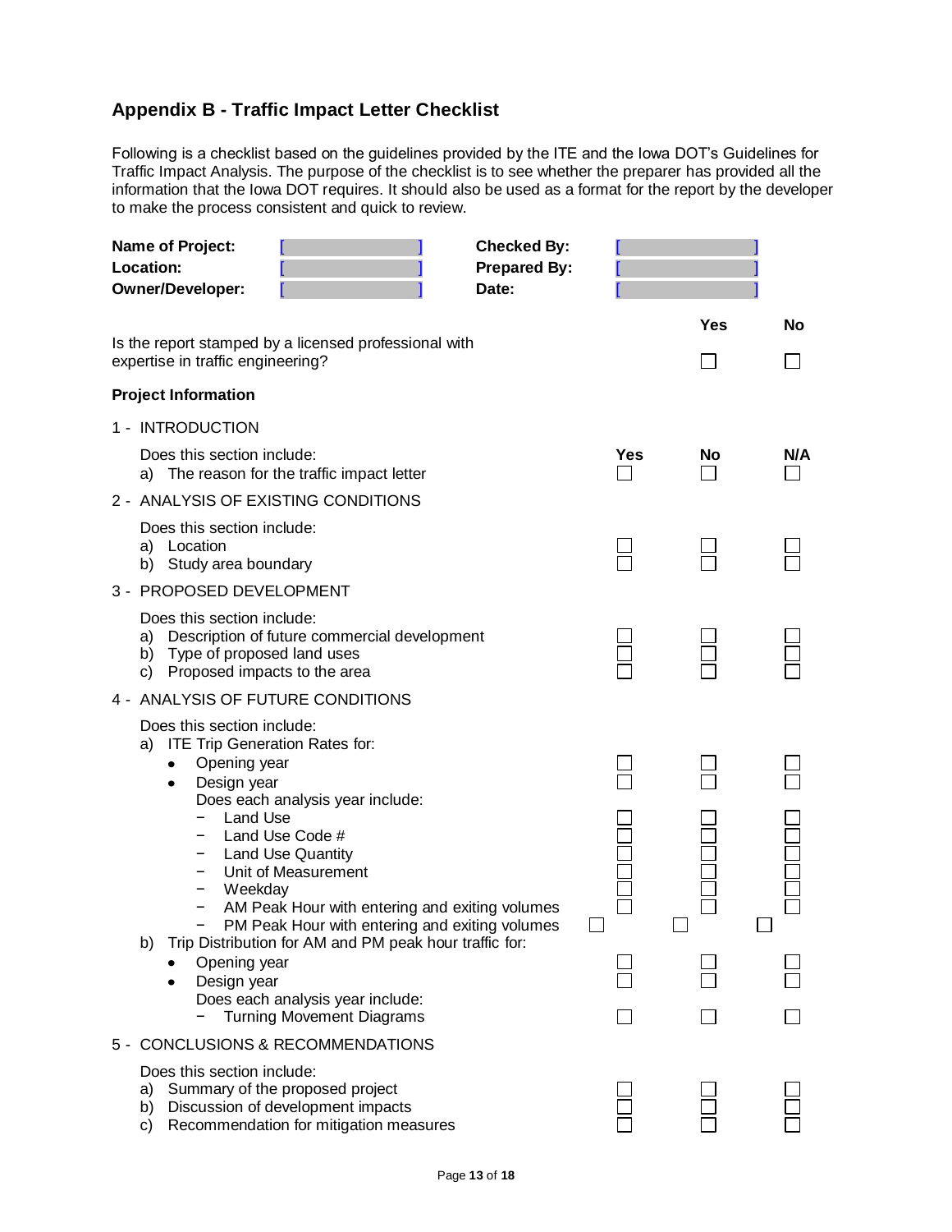## Appendix B - Traffic Impact Letter Checklist

Following is a checklist based on the guidelines provided by the ITE and the Iowa DOT's Guidelines for Traffic Impact Analysis. The purpose of the checklist is to see whether the preparer has provided all the information that the Iowa DOT requires. It should also be used as a format for the report by the developer to make the process consistent and quick to review.

| | | | |
|---|---|---|---|
| **Name of Project:** | [ ] | **Checked By:** | [ ] |
| **Location:** | [ ] | **Prepared By:** | [ ] |
| **Owner/Developer:** | [ ] | **Date:** | [ ] |

| | Yes | No |
|---|---|---|
| Is the report stamped by a licensed professional with expertise in traffic engineering? | ☐ | ☐ |

**Project Information**

| | Yes | No | N/A |
|---|---|---|---|
| **1 - INTRODUCTION** | | | |
| Does this section include: | | | |
| a) The reason for the traffic impact letter | ☐ | ☐ | ☐ |
| **2 - ANALYSIS OF EXISTING CONDITIONS** | | | |
| Does this section include: | | | |
| a) Location | ☐ | ☐ | ☐ |
| b) Study area boundary | ☐ | ☐ | ☐ |
| **3 - PROPOSED DEVELOPMENT** | | | |
| Does this section include: | | | |
| a) Description of future commercial development | ☐ | ☐ | ☐ |
| b) Type of proposed land uses | ☐ | ☐ | ☐ |
| c) Proposed impacts to the area | ☐ | ☐ | ☐ |
| **4 - ANALYSIS OF FUTURE CONDITIONS** | | | |
| Does this section include: | | | |
| a) ITE Trip Generation Rates for: | | | |
| • Opening year | ☐ | ☐ | ☐ |
| • Design year | ☐ | ☐ | ☐ |
| Does each analysis year include: | | | |
| − Land Use | ☐ | ☐ | ☐ |
| − Land Use Code # | ☐ | ☐ | ☐ |
| − Land Use Quantity | ☐ | ☐ | ☐ |
| − Unit of Measurement | ☐ | ☐ | ☐ |
| − Weekday | ☐ | ☐ | ☐ |
| − AM Peak Hour with entering and exiting volumes | ☐ | ☐ | ☐ |
| − PM Peak Hour with entering and exiting volumes | ☐ | ☐ | ☐ |
| b) Trip Distribution for AM and PM peak hour traffic for: | | | |
| • Opening year | ☐ | ☐ | ☐ |
| • Design year | ☐ | ☐ | ☐ |
| Does each analysis year include: | | | |
| − Turning Movement Diagrams | ☐ | ☐ | ☐ |
| **5 - CONCLUSIONS & RECOMMENDATIONS** | | | |
| Does this section include: | | | |
| a) Summary of the proposed project | ☐ | ☐ | ☐ |
| b) Discussion of development impacts | ☐ | ☐ | ☐ |
| c) Recommendation for mitigation measures | ☐ | ☐ | ☐ |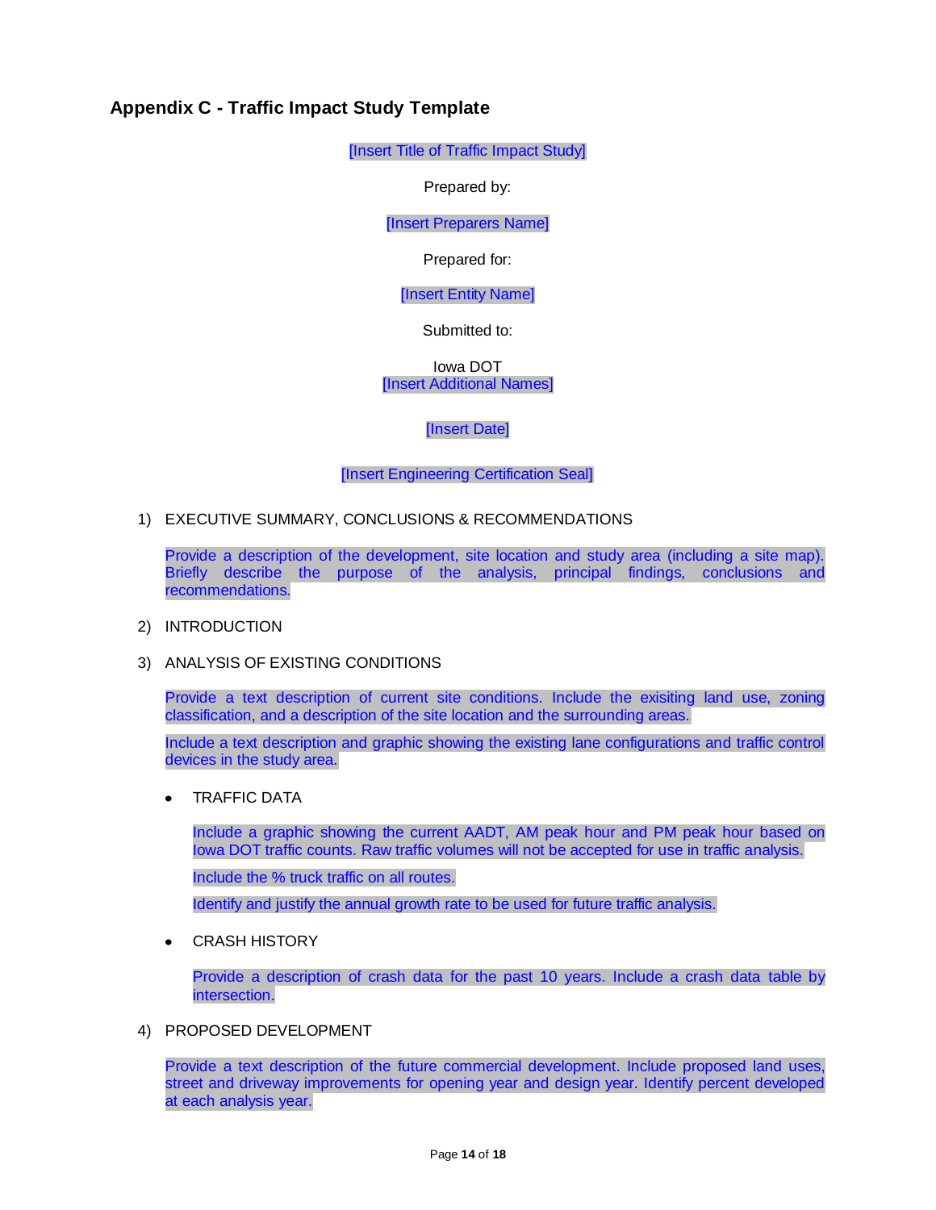## Appendix C - Traffic Impact Study Template

[Insert Title of Traffic Impact Study]

Prepared by:

[Insert Preparers Name]

Prepared for:

[Insert Entity Name]

Submitted to:

Iowa DOT
[Insert Additional Names]

[Insert Date]

[Insert Engineering Certification Seal]

1) EXECUTIVE SUMMARY, CONCLUSIONS & RECOMMENDATIONS

   Provide a description of the development, site location and study area (including a site map). Briefly describe the purpose of the analysis, principal findings, conclusions and recommendations.

2) INTRODUCTION

3) ANALYSIS OF EXISTING CONDITIONS

   Provide a text description of current site conditions. Include the exisiting land use, zoning classification, and a description of the site location and the surrounding areas.

   Include a text description and graphic showing the existing lane configurations and traffic control devices in the study area.

   - TRAFFIC DATA

     Include a graphic showing the current AADT, AM peak hour and PM peak hour based on Iowa DOT traffic counts. Raw traffic volumes will not be accepted for use in traffic analysis.

     Include the % truck traffic on all routes.

     Identify and justify the annual growth rate to be used for future traffic analysis.

   - CRASH HISTORY

     Provide a description of crash data for the past 10 years. Include a crash data table by intersection.

4) PROPOSED DEVELOPMENT

   Provide a text description of the future commercial development. Include proposed land uses, street and driveway improvements for opening year and design year. Identify percent developed at each analysis year.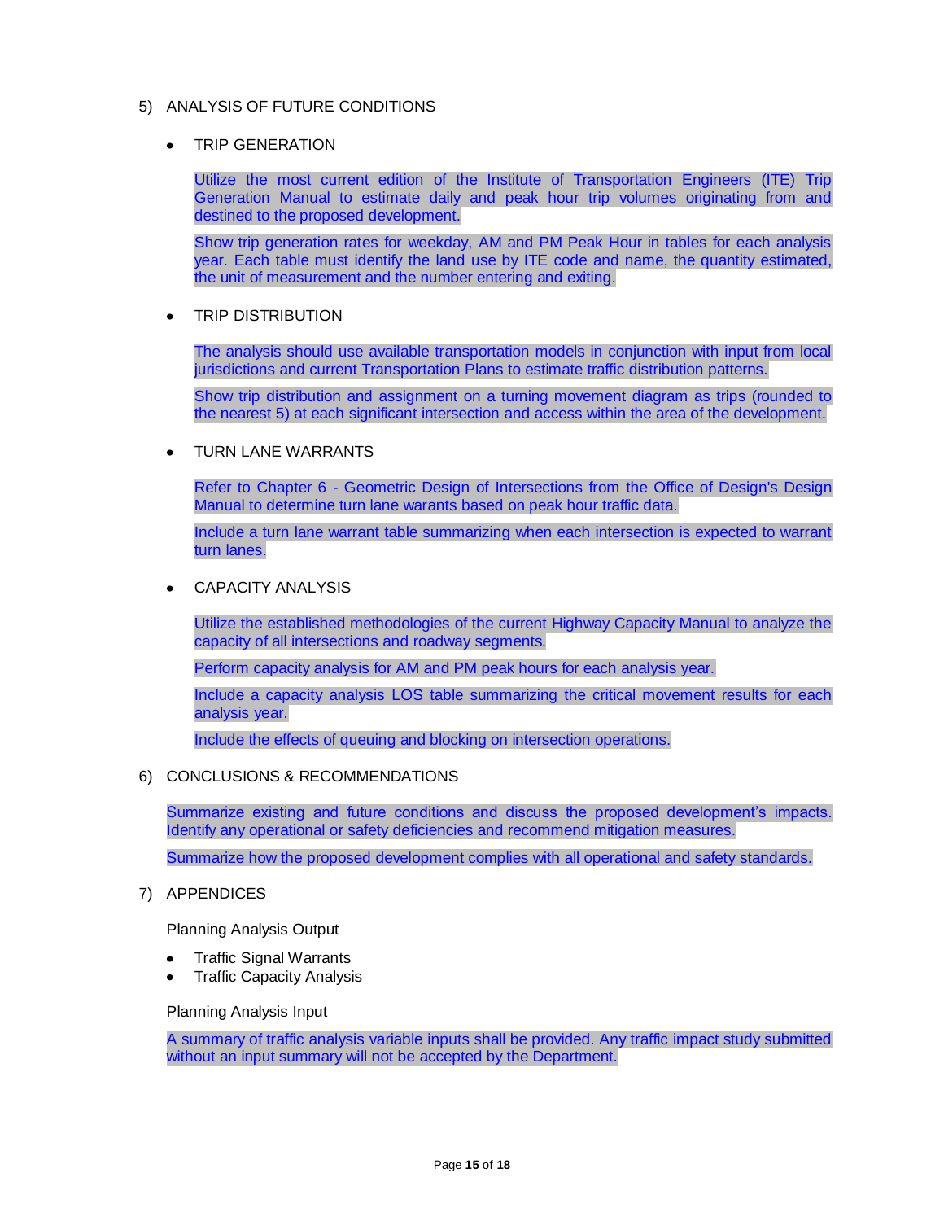5) ANALYSIS OF FUTURE CONDITIONS

- TRIP GENERATION

  Utilize the most current edition of the Institute of Transportation Engineers (ITE) Trip Generation Manual to estimate daily and peak hour trip volumes originating from and destined to the proposed development.

  Show trip generation rates for weekday, AM and PM Peak Hour in tables for each analysis year. Each table must identify the land use by ITE code and name, the quantity estimated, the unit of measurement and the number entering and exiting.

- TRIP DISTRIBUTION

  The analysis should use available transportation models in conjunction with input from local jurisdictions and current Transportation Plans to estimate traffic distribution patterns.

  Show trip distribution and assignment on a turning movement diagram as trips (rounded to the nearest 5) at each significant intersection and access within the area of the development.

- TURN LANE WARRANTS

  Refer to Chapter 6 - Geometric Design of Intersections from the Office of Design's Design Manual to determine turn lane warrants based on peak hour traffic data.

  Include a turn lane warrant table summarizing when each intersection is expected to warrant turn lanes.

- CAPACITY ANALYSIS

  Utilize the established methodologies of the current Highway Capacity Manual to analyze the capacity of all intersections and roadway segments.

  Perform capacity analysis for AM and PM peak hours for each analysis year.

  Include a capacity analysis LOS table summarizing the critical movement results for each analysis year.

  Include the effects of queuing and blocking on intersection operations.

6) CONCLUSIONS & RECOMMENDATIONS

Summarize existing and future conditions and discuss the proposed development's impacts. Identify any operational or safety deficiencies and recommend mitigation measures.

Summarize how the proposed development complies with all operational and safety standards.

7) APPENDICES

Planning Analysis Output

- Traffic Signal Warrants
- Traffic Capacity Analysis

Planning Analysis Input

A summary of traffic analysis variable inputs shall be provided. Any traffic impact study submitted without an input summary will not be accepted by the Department.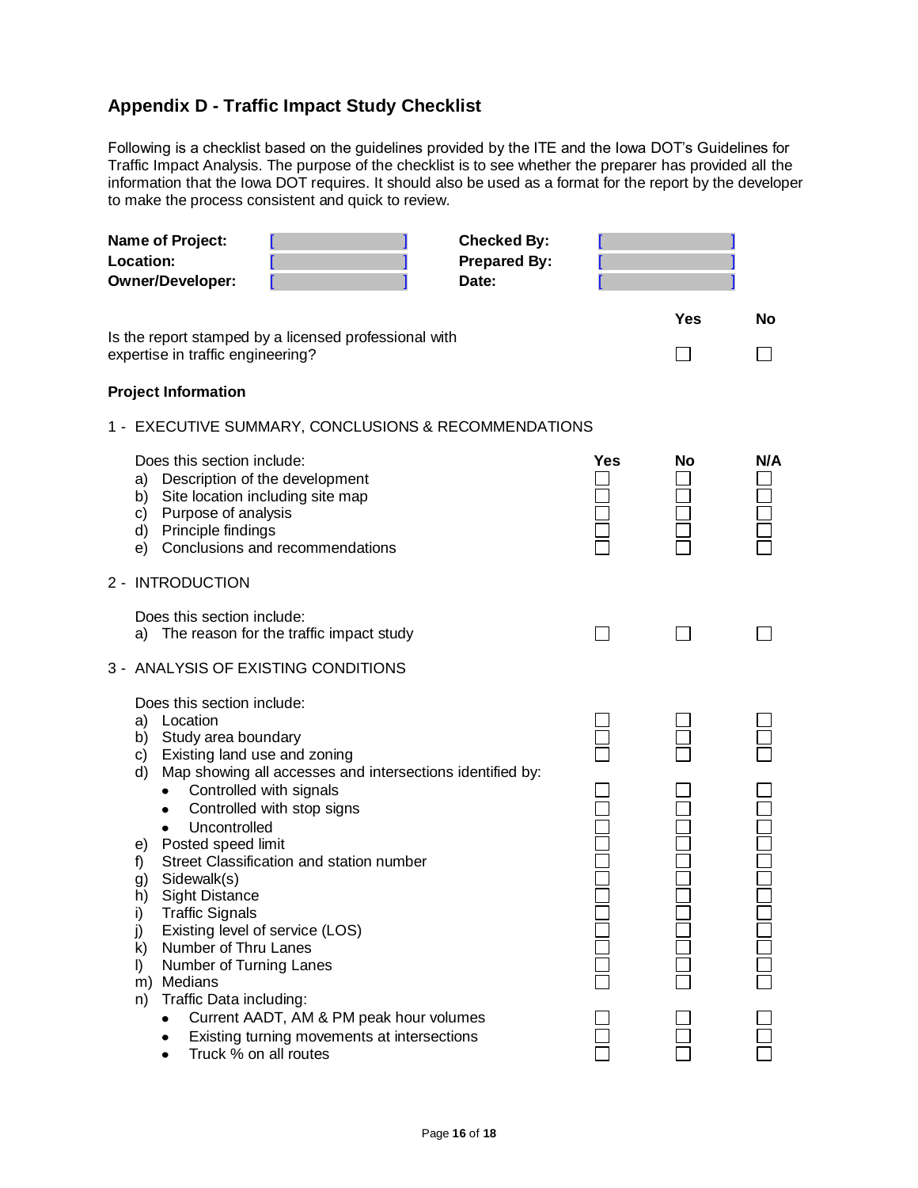## Appendix D - Traffic Impact Study Checklist

Following is a checklist based on the guidelines provided by the ITE and the Iowa DOT's Guidelines for Traffic Impact Analysis. The purpose of the checklist is to see whether the preparer has provided all the information that the Iowa DOT requires. It should also be used as a format for the report by the developer to make the process consistent and quick to review.

| | | | |
|---|---|---|---|
| **Name of Project:** | [ ] | **Checked By:** | [ ] |
| **Location:** | [ ] | **Prepared By:** | [ ] |
| **Owner/Developer:** | [ ] | **Date:** | [ ] |

| | Yes | No |
|---|---|---|
| Is the report stamped by a licensed professional with expertise in traffic engineering? | ☐ | ☐ |

**Project Information**

1 - EXECUTIVE SUMMARY, CONCLUSIONS & RECOMMENDATIONS

| Does this section include: | Yes | No | N/A |
|---|---|---|---|
| a) Description of the development | ☐ | ☐ | ☐ |
| b) Site location including site map | ☐ | ☐ | ☐ |
| c) Purpose of analysis | ☐ | ☐ | ☐ |
| d) Principle findings | ☐ | ☐ | ☐ |
| e) Conclusions and recommendations | ☐ | ☐ | ☐ |

2 - INTRODUCTION

| Does this section include: | | | |
|---|---|---|---|
| a) The reason for the traffic impact study | ☐ | ☐ | ☐ |

3 - ANALYSIS OF EXISTING CONDITIONS

| Does this section include: | | | |
|---|---|---|---|
| a) Location | ☐ | ☐ | ☐ |
| b) Study area boundary | ☐ | ☐ | ☐ |
| c) Existing land use and zoning | ☐ | ☐ | ☐ |
| d) Map showing all accesses and intersections identified by: | | | |
| • Controlled with signals | ☐ | ☐ | ☐ |
| • Controlled with stop signs | ☐ | ☐ | ☐ |
| • Uncontrolled | ☐ | ☐ | ☐ |
| e) Posted speed limit | ☐ | ☐ | ☐ |
| f) Street Classification and station number | ☐ | ☐ | ☐ |
| g) Sidewalk(s) | ☐ | ☐ | ☐ |
| h) Sight Distance | ☐ | ☐ | ☐ |
| i) Traffic Signals | ☐ | ☐ | ☐ |
| j) Existing level of service (LOS) | ☐ | ☐ | ☐ |
| k) Number of Thru Lanes | ☐ | ☐ | ☐ |
| l) Number of Turning Lanes | ☐ | ☐ | ☐ |
| m) Medians | ☐ | ☐ | ☐ |
| n) Traffic Data including: | | | |
| • Current AADT, AM & PM peak hour volumes | ☐ | ☐ | ☐ |
| • Existing turning movements at intersections | ☐ | ☐ | ☐ |
| • Truck % on all routes | ☐ | ☐ | ☐ |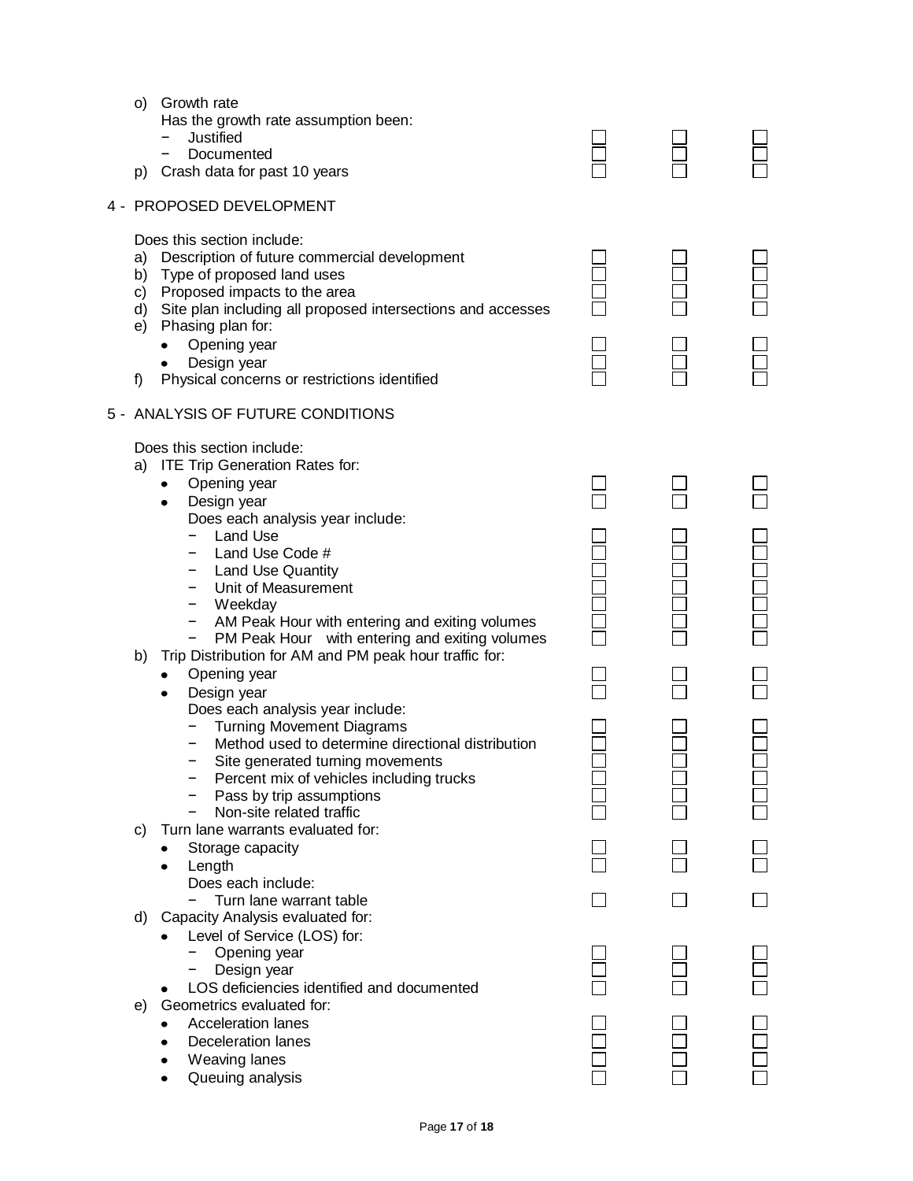o) Growth rate
   Has the growth rate assumption been:
   - Justified ☐ ☐ ☐
   - Documented ☐ ☐ ☐

p) Crash data for past 10 years ☐ ☐ ☐

## 4 - PROPOSED DEVELOPMENT

Does this section include:

a) Description of future commercial development ☐ ☐ ☐
b) Type of proposed land uses ☐ ☐ ☐
c) Proposed impacts to the area ☐ ☐ ☐
d) Site plan including all proposed intersections and accesses ☐ ☐ ☐
e) Phasing plan for:
   - Opening year ☐ ☐ ☐
   - Design year ☐ ☐ ☐

f) Physical concerns or restrictions identified ☐ ☐ ☐

## 5 - ANALYSIS OF FUTURE CONDITIONS

Does this section include:

a) ITE Trip Generation Rates for:
   - Opening year ☐ ☐ ☐
   - Design year ☐ ☐ ☐
   
   Does each analysis year include:
     - Land Use ☐ ☐ ☐
     - Land Use Code # ☐ ☐ ☐
     - Land Use Quantity ☐ ☐ ☐
     - Unit of Measurement ☐ ☐ ☐
     - Weekday ☐ ☐ ☐
     - AM Peak Hour with entering and exiting volumes ☐ ☐ ☐
     - PM Peak Hour with entering and exiting volumes ☐ ☐ ☐

b) Trip Distribution for AM and PM peak hour traffic for:
   - Opening year ☐ ☐ ☐
   - Design year ☐ ☐ ☐
   
   Does each analysis year include:
     - Turning Movement Diagrams ☐ ☐ ☐
     - Method used to determine directional distribution ☐ ☐ ☐
     - Site generated turning movements ☐ ☐ ☐
     - Percent mix of vehicles including trucks ☐ ☐ ☐
     - Pass by trip assumptions ☐ ☐ ☐
     - Non-site related traffic ☐ ☐ ☐

c) Turn lane warrants evaluated for:
   - Storage capacity ☐ ☐ ☐
   - Length ☐ ☐ ☐
   
   Does each include:
     - Turn lane warrant table ☐ ☐ ☐

d) Capacity Analysis evaluated for:
   - Level of Service (LOS) for:
     - Opening year ☐ ☐ ☐
     - Design year ☐ ☐ ☐
   - LOS deficiencies identified and documented ☐ ☐ ☐

e) Geometrics evaluated for:
   - Acceleration lanes ☐ ☐ ☐
   - Deceleration lanes ☐ ☐ ☐
   - Weaving lanes ☐ ☐ ☐
   - Queuing analysis ☐ ☐ ☐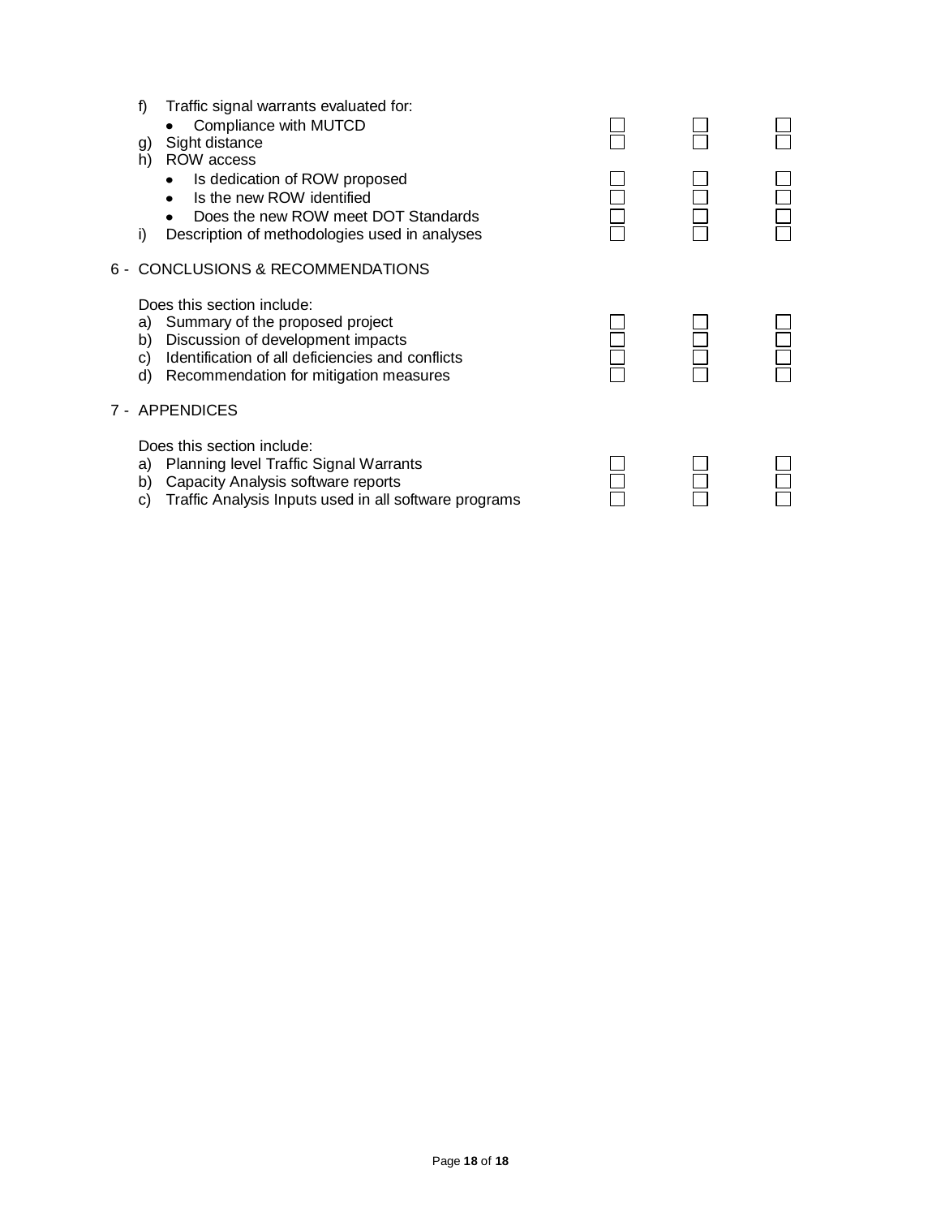f) Traffic signal warrants evaluated for:

- Compliance with MUTCD ☐ ☐ ☐

g) Sight distance ☐ ☐ ☐

h) ROW access

- Is dedication of ROW proposed ☐ ☐ ☐
- Is the new ROW identified ☐ ☐ ☐
- Does the new ROW meet DOT Standards ☐ ☐ ☐

i) Description of methodologies used in analyses ☐ ☐ ☐

6 - CONCLUSIONS & RECOMMENDATIONS

Does this section include:

a) Summary of the proposed project ☐ ☐ ☐

b) Discussion of development impacts ☐ ☐ ☐

c) Identification of all deficiencies and conflicts ☐ ☐ ☐

d) Recommendation for mitigation measures ☐ ☐ ☐

7 - APPENDICES

Does this section include:

a) Planning level Traffic Signal Warrants ☐ ☐ ☐

b) Capacity Analysis software reports ☐ ☐ ☐

c) Traffic Analysis Inputs used in all software programs ☐ ☐ ☐